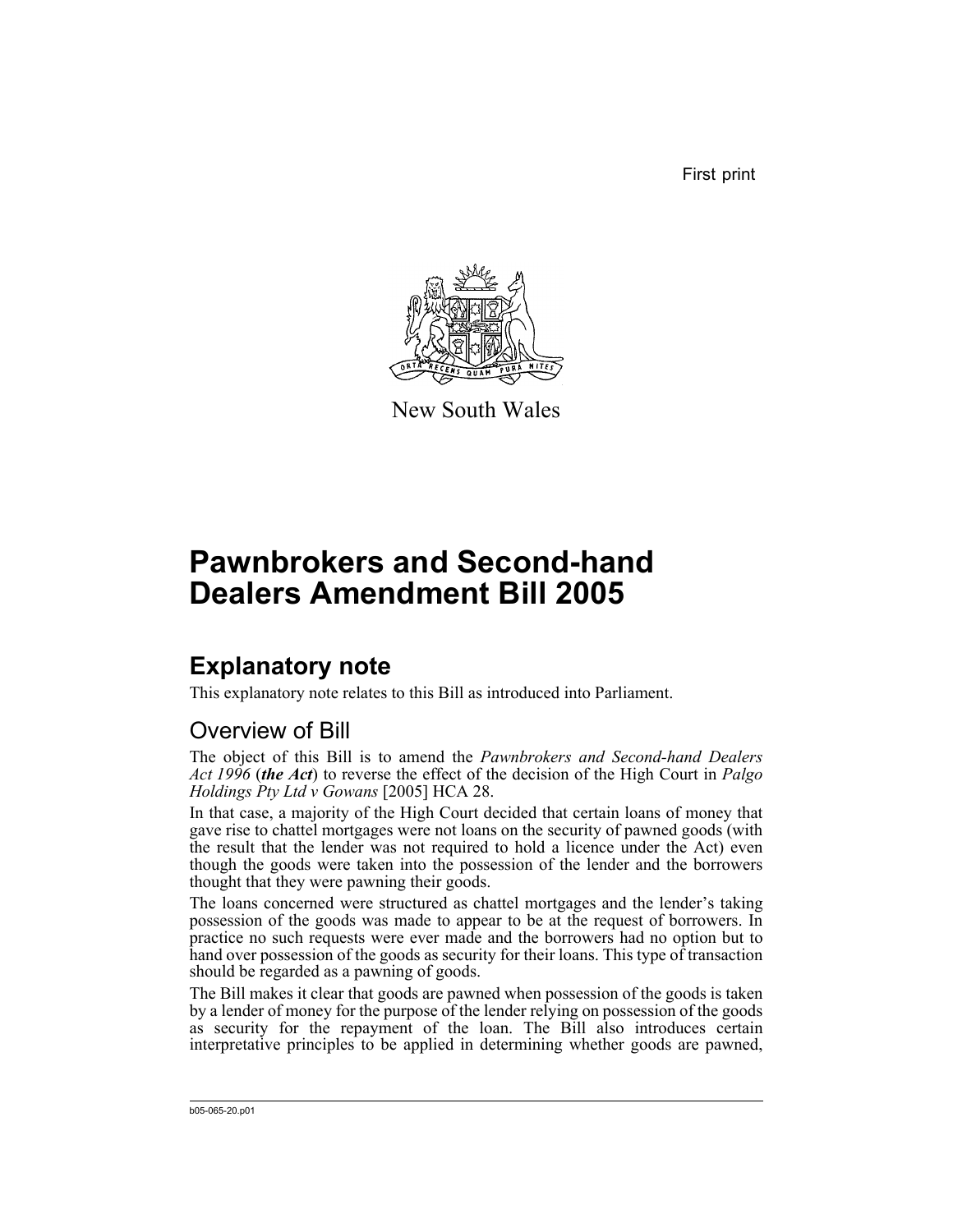First print

New South Wales

# Pawnbrokers and Second-hand Dealers Amendment Bill 2005

## Explanatory note

This explanatory note relates to this Bill as introduced into Parliament.

### Overview of Bill

The object of this Bill is to amend the *Pawnbrokers and Second-hand Dealers Act 1996* (***the Act***) to reverse the effect of the decision of the High Court in *Palgo Holdings Pty Ltd v Gowans* [2005] HCA 28.

In that case, a majority of the High Court decided that certain loans of money that gave rise to chattel mortgages were not loans on the security of pawned goods (with the result that the lender was not required to hold a licence under the Act) even though the goods were taken into the possession of the lender and the borrowers thought that they were pawning their goods.

The loans concerned were structured as chattel mortgages and the lender's taking possession of the goods was made to appear to be at the request of borrowers. In practice no such requests were ever made and the borrowers had no option but to hand over possession of the goods as security for their loans. This type of transaction should be regarded as a pawning of goods.

The Bill makes it clear that goods are pawned when possession of the goods is taken by a lender of money for the purpose of the lender relying on possession of the goods as security for the repayment of the loan. The Bill also introduces certain interpretative principles to be applied in determining whether goods are pawned,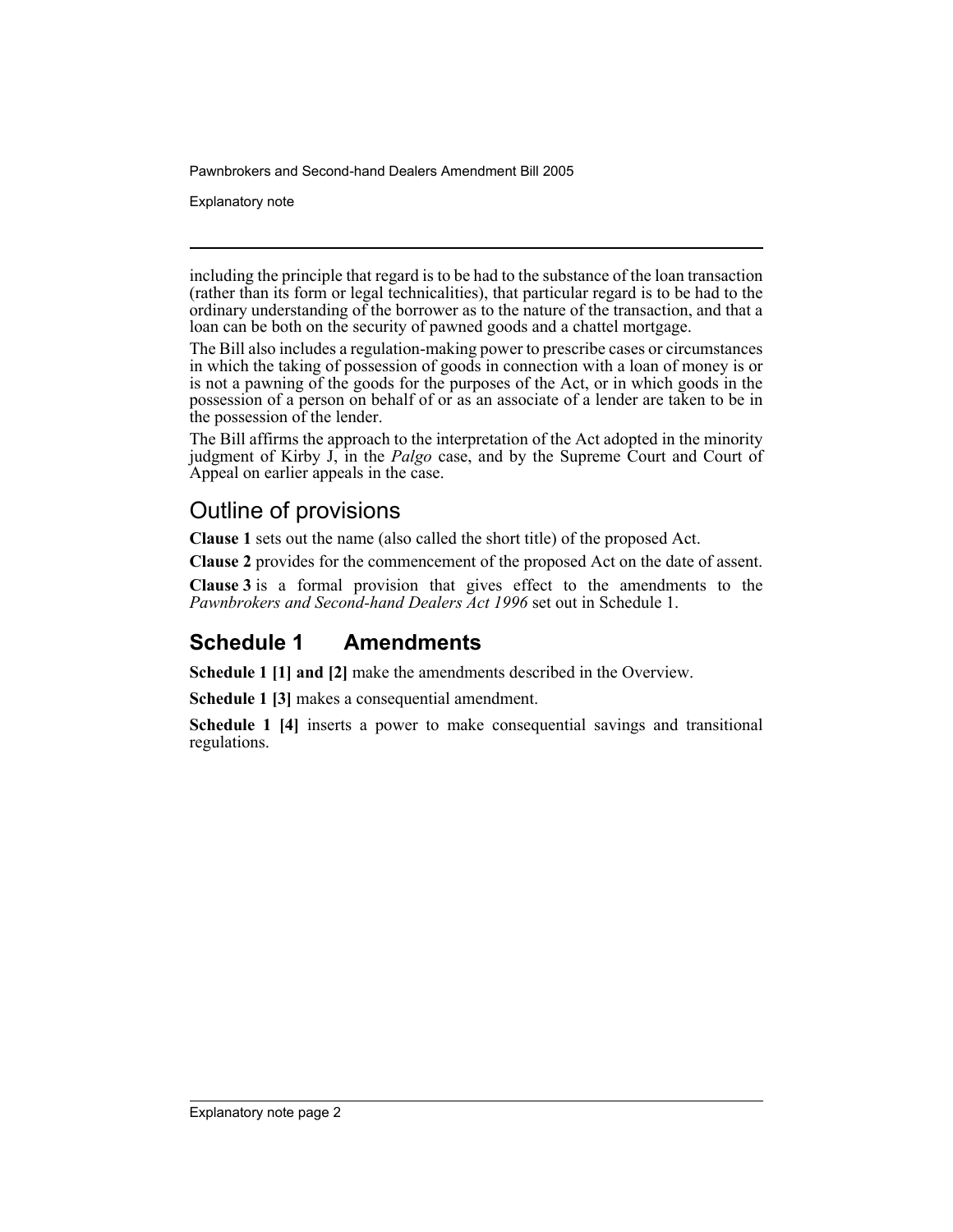including the principle that regard is to be had to the substance of the loan transaction (rather than its form or legal technicalities), that particular regard is to be had to the ordinary understanding of the borrower as to the nature of the transaction, and that a loan can be both on the security of pawned goods and a chattel mortgage.

The Bill also includes a regulation-making power to prescribe cases or circumstances in which the taking of possession of goods in connection with a loan of money is or is not a pawning of the goods for the purposes of the Act, or in which goods in the possession of a person on behalf of or as an associate of a lender are taken to be in the possession of the lender.

The Bill affirms the approach to the interpretation of the Act adopted in the minority judgment of Kirby J, in the *Palgo* case, and by the Supreme Court and Court of Appeal on earlier appeals in the case.

## Outline of provisions

**Clause 1** sets out the name (also called the short title) of the proposed Act.

**Clause 2** provides for the commencement of the proposed Act on the date of assent.

**Clause 3** is a formal provision that gives effect to the amendments to the *Pawnbrokers and Second-hand Dealers Act 1996* set out in Schedule 1.

## Schedule 1 Amendments

**Schedule 1 [1] and [2]** make the amendments described in the Overview.

**Schedule 1 [3]** makes a consequential amendment.

**Schedule 1 [4]** inserts a power to make consequential savings and transitional regulations.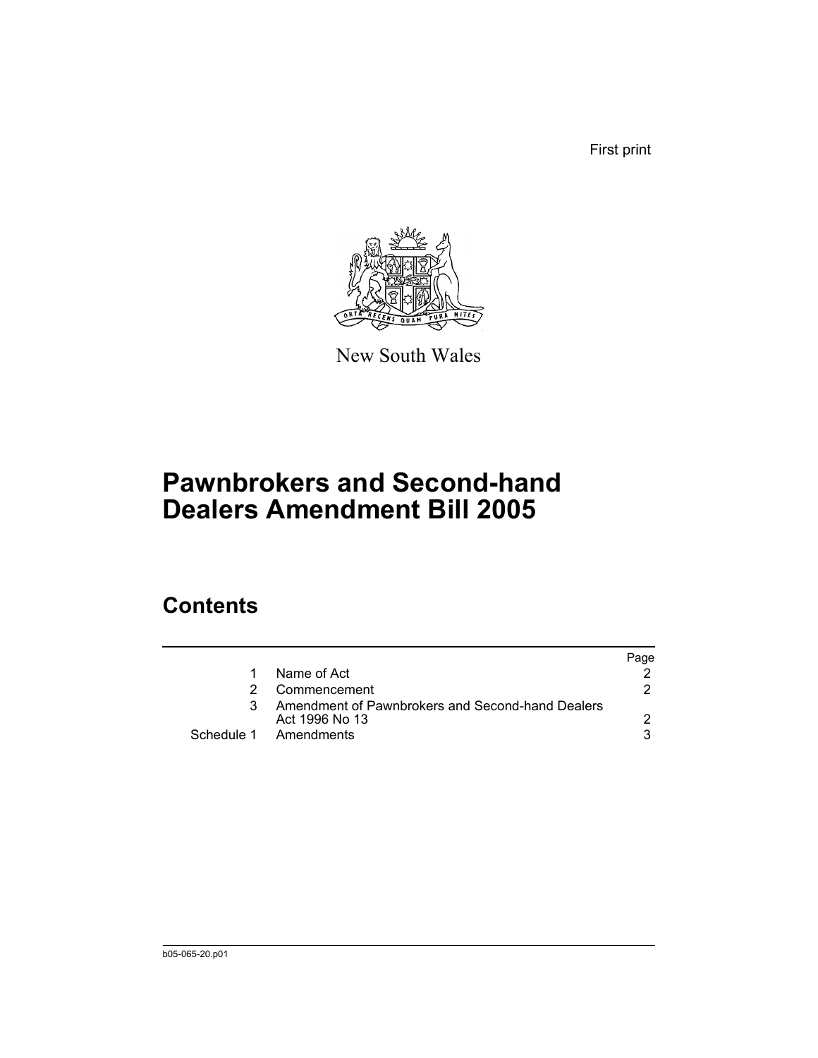First print

New South Wales

# Pawnbrokers and Second-hand Dealers Amendment Bill 2005

## Contents

| | | Page |
|---|---|---|
| 1 | Name of Act | 2 |
| 2 | Commencement | 2 |
| 3 | Amendment of Pawnbrokers and Second-hand Dealers Act 1996 No 13 | 2 |
| Schedule 1 | Amendments | 3 |

b05-065-20.p01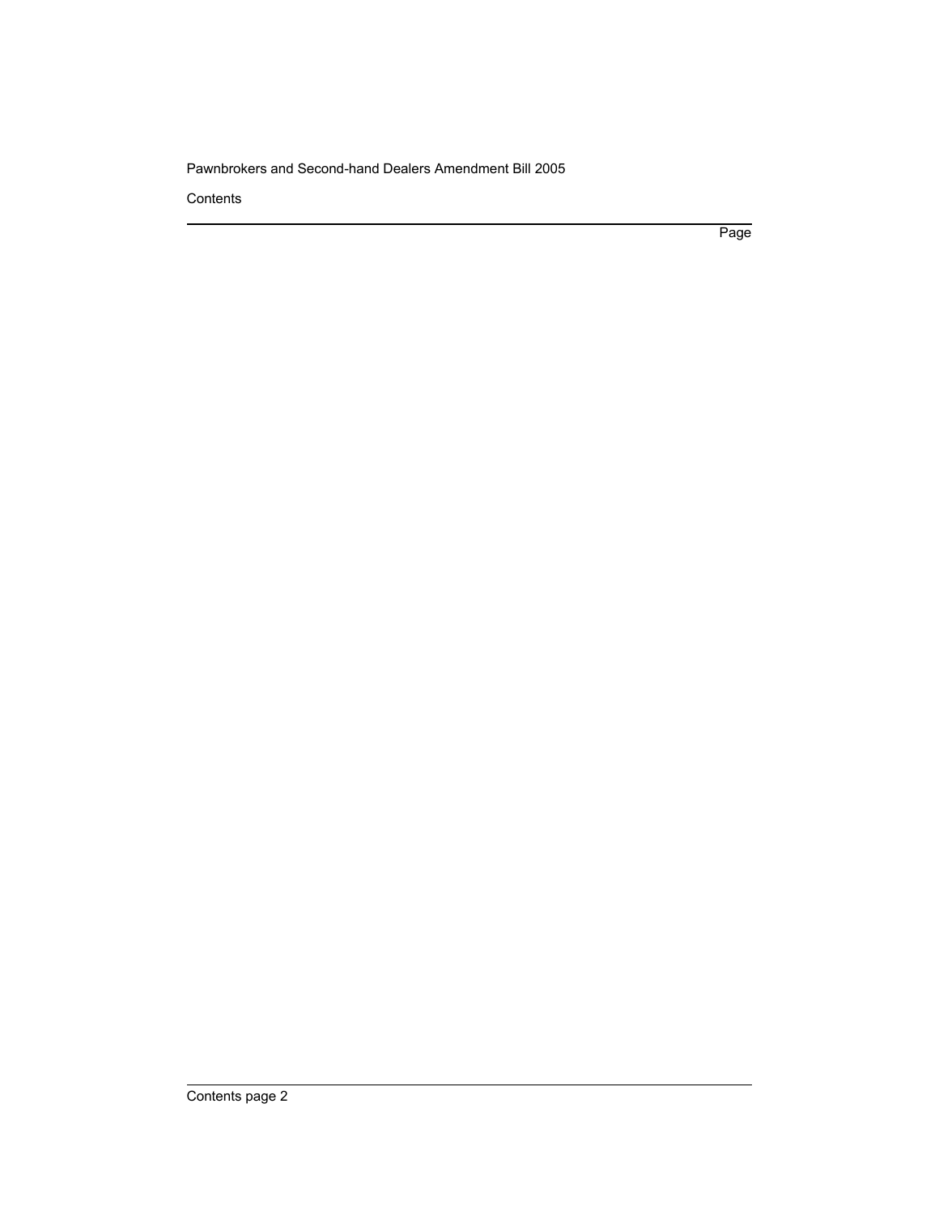Contents

Page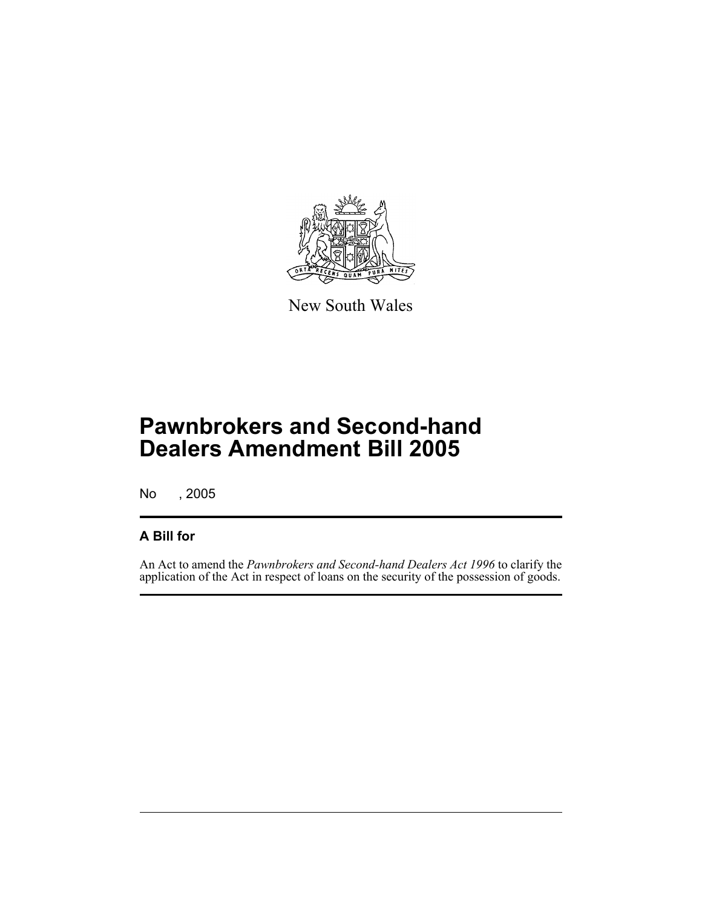New South Wales

# Pawnbrokers and Second-hand Dealers Amendment Bill 2005

No , 2005

## A Bill for

An Act to amend the *Pawnbrokers and Second-hand Dealers Act 1996* to clarify the application of the Act in respect of loans on the security of the possession of goods.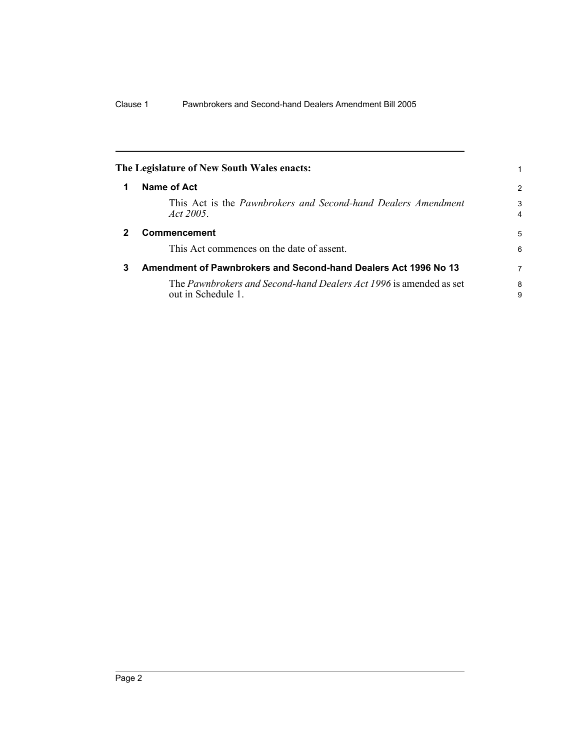**The Legislature of New South Wales enacts:**

## 1 Name of Act

This Act is the *Pawnbrokers and Second-hand Dealers Amendment Act 2005*.

## 2 Commencement

This Act commences on the date of assent.

## 3 Amendment of Pawnbrokers and Second-hand Dealers Act 1996 No 13

The *Pawnbrokers and Second-hand Dealers Act 1996* is amended as set out in Schedule 1.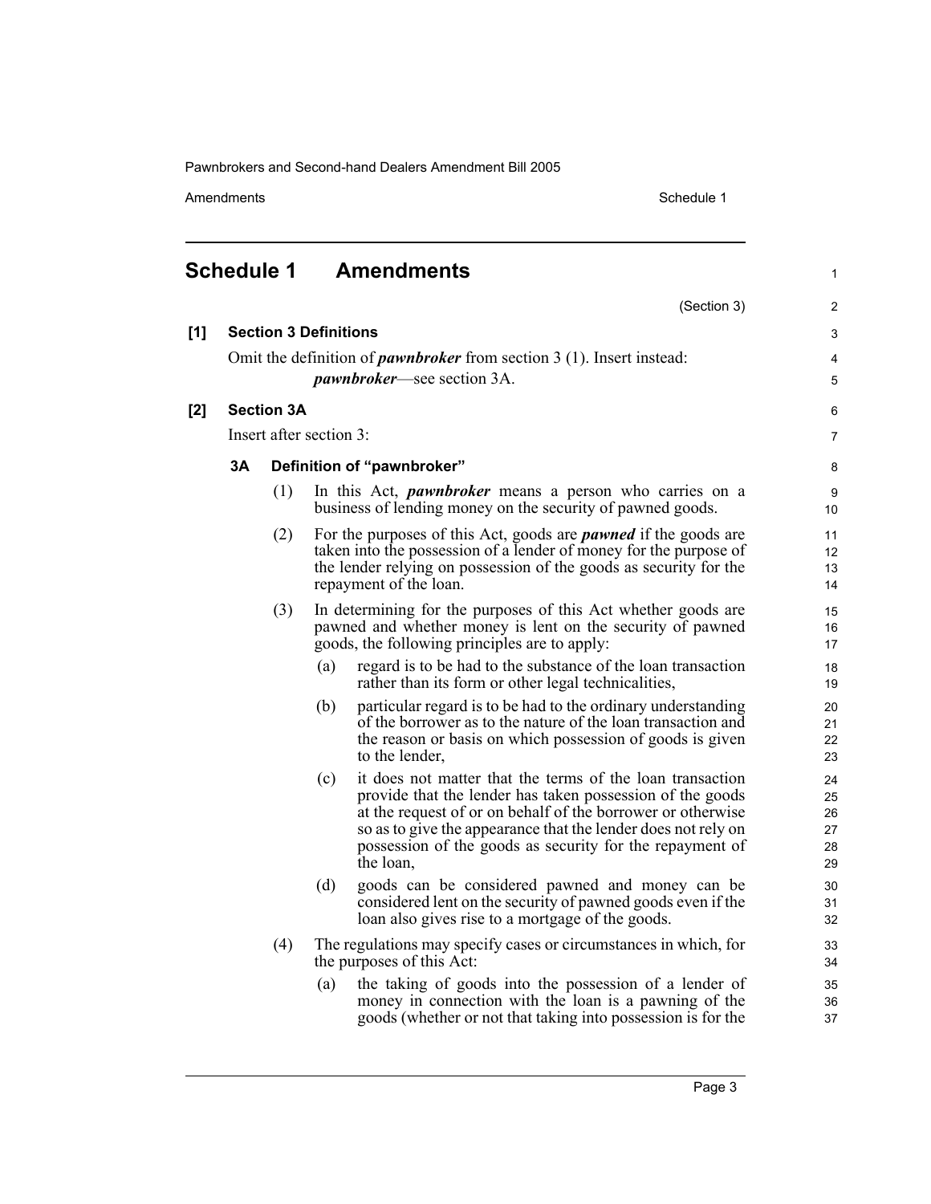# Schedule 1 Amendments

(Section 3)

## [1] Section 3 Definitions

Omit the definition of ***pawnbroker*** from section 3 (1). Insert instead:

***pawnbroker***—see section 3A.

## [2] Section 3A

Insert after section 3:

### 3A Definition of "pawnbroker"

(1) In this Act, ***pawnbroker*** means a person who carries on a business of lending money on the security of pawned goods.

(2) For the purposes of this Act, goods are ***pawned*** if the goods are taken into the possession of a lender of money for the purpose of the lender relying on possession of the goods as security for the repayment of the loan.

(3) In determining for the purposes of this Act whether goods are pawned and whether money is lent on the security of pawned goods, the following principles are to apply:

- (a) regard is to be had to the substance of the loan transaction rather than its form or other legal technicalities,
- (b) particular regard is to be had to the ordinary understanding of the borrower as to the nature of the loan transaction and the reason or basis on which possession of goods is given to the lender,
- (c) it does not matter that the terms of the loan transaction provide that the lender has taken possession of the goods at the request of or on behalf of the borrower or otherwise so as to give the appearance that the lender does not rely on possession of the goods as security for the repayment of the loan,
- (d) goods can be considered pawned and money can be considered lent on the security of pawned goods even if the loan also gives rise to a mortgage of the goods.

(4) The regulations may specify cases or circumstances in which, for the purposes of this Act:

- (a) the taking of goods into the possession of a lender of money in connection with the loan is a pawning of the goods (whether or not that taking into possession is for the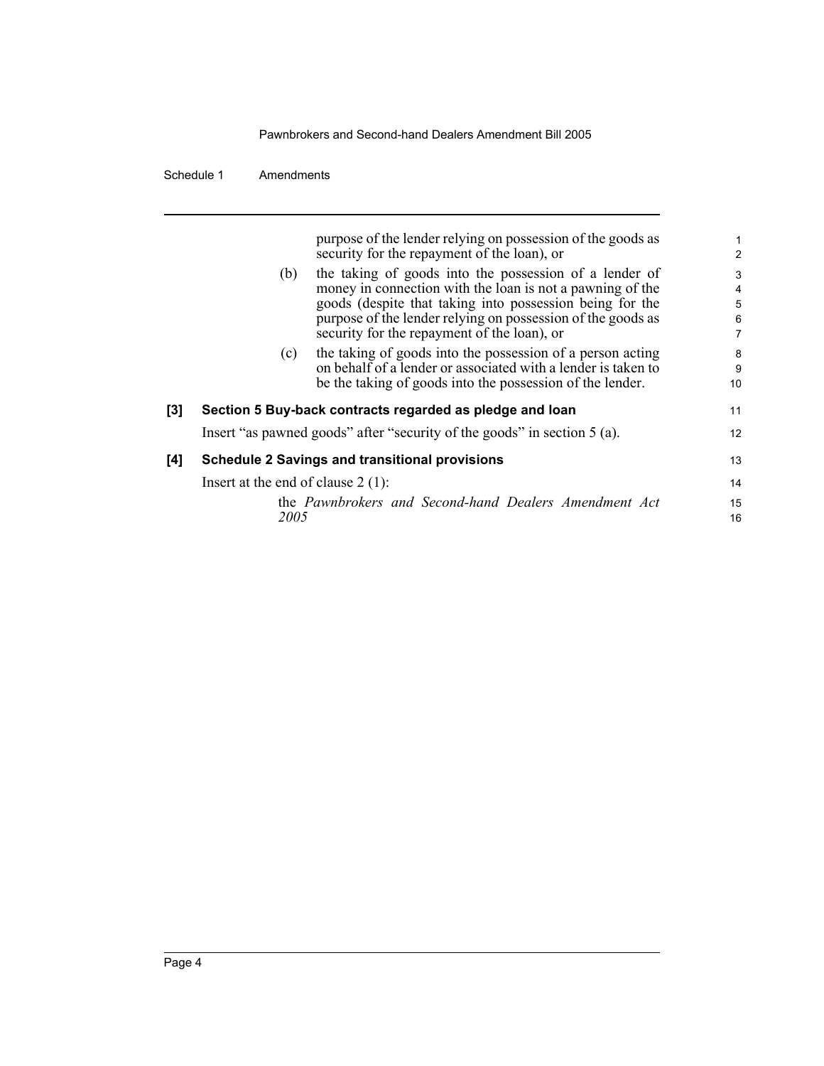purpose of the lender relying on possession of the goods as security for the repayment of the loan), or

(b) the taking of goods into the possession of a lender of money in connection with the loan is not a pawning of the goods (despite that taking into possession being for the purpose of the lender relying on possession of the goods as security for the repayment of the loan), or

(c) the taking of goods into the possession of a person acting on behalf of a lender or associated with a lender is taken to be the taking of goods into the possession of the lender.

**[3] Section 5 Buy-back contracts regarded as pledge and loan**

Insert "as pawned goods" after "security of the goods" in section 5 (a).

**[4] Schedule 2 Savings and transitional provisions**

Insert at the end of clause 2 (1):

the *Pawnbrokers and Second-hand Dealers Amendment Act 2005*